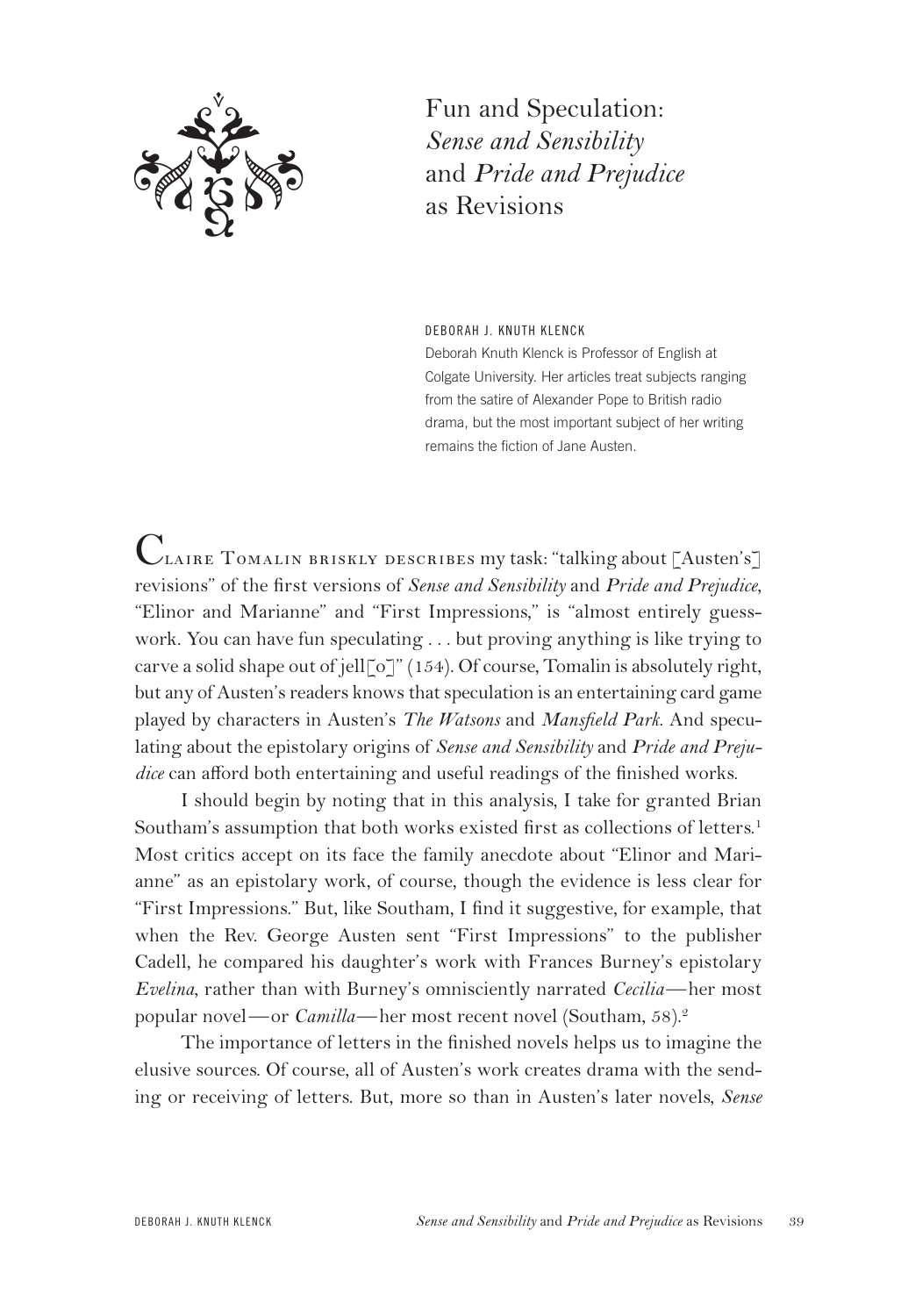# Fun and Speculation: *Sense and Sensibility* and *Pride and Prejudice* as Revisions

DEBORAH J. KNUTH KLENCK

Deborah Knuth Klenck is Professor of English at Colgate University. Her articles treat subjects ranging from the satire of Alexander Pope to British radio drama, but the most important subject of her writing remains the fiction of Jane Austen.

Claire Tomalin briskly describes my task: "talking about [Austen's] revisions" of the first versions of *Sense and Sensibility* and *Pride and Prejudice*, "Elinor and Marianne" and "First Impressions," is "almost entirely guesswork. You can have fun speculating . . . but proving anything is like trying to carve a solid shape out of jell[o]" (154). Of course, Tomalin is absolutely right, but any of Austen's readers knows that speculation is an entertaining card game played by characters in Austen's *The Watsons* and *Mansfield Park*. And speculating about the epistolary origins of *Sense and Sensibility* and *Pride and Prejudice* can afford both entertaining and useful readings of the finished works.

I should begin by noting that in this analysis, I take for granted Brian Southam's assumption that both works existed first as collections of letters.[1] Most critics accept on its face the family anecdote about "Elinor and Marianne" as an epistolary work, of course, though the evidence is less clear for "First Impressions." But, like Southam, I find it suggestive, for example, that when the Rev. George Austen sent "First Impressions" to the publisher Cadell, he compared his daughter's work with Frances Burney's epistolary *Evelina*, rather than with Burney's omnisciently narrated *Cecilia*—her most popular novel—or *Camilla*—her most recent novel (Southam, 58).[2]

The importance of letters in the finished novels helps us to imagine the elusive sources. Of course, all of Austen's work creates drama with the sending or receiving of letters. But, more so than in Austen's later novels, *Sense*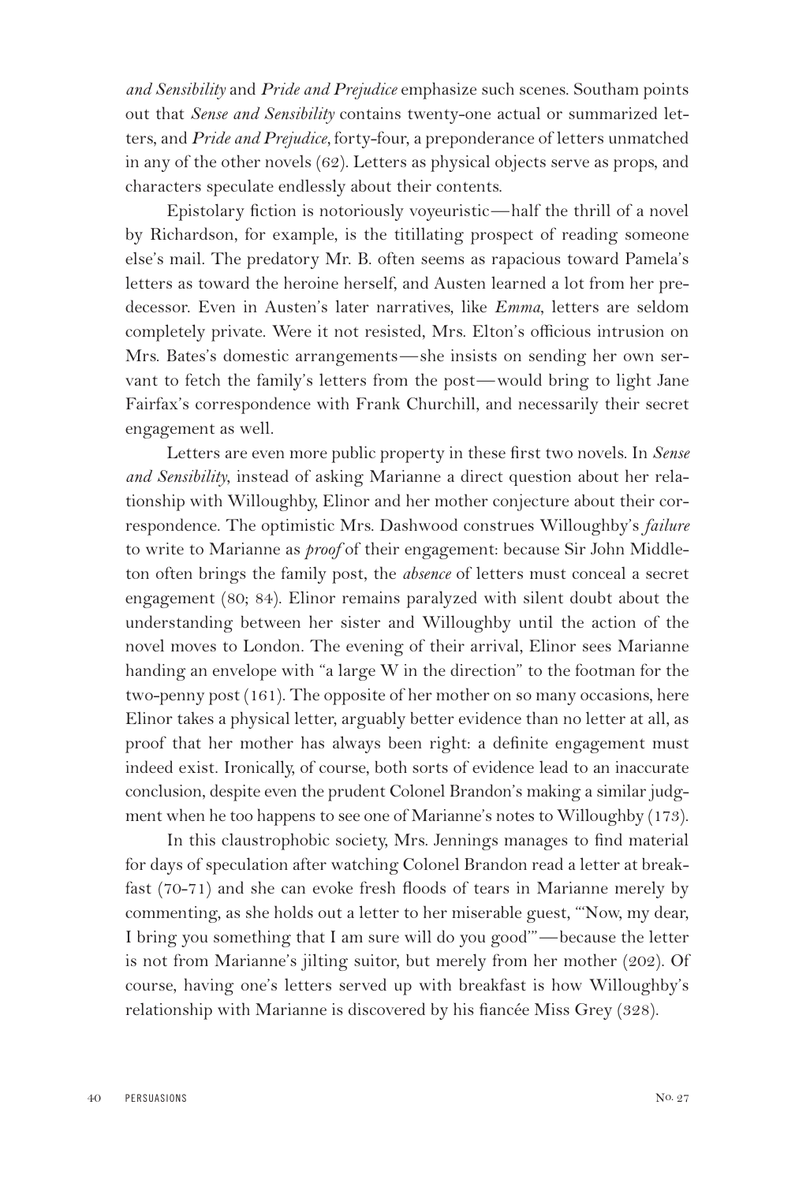*and Sensibility* and *Pride and Prejudice* emphasize such scenes. Southam points out that *Sense and Sensibility* contains twenty-one actual or summarized letters, and *Pride and Prejudice*, forty-four, a preponderance of letters unmatched in any of the other novels (62). Letters as physical objects serve as props, and characters speculate endlessly about their contents.

Epistolary fiction is notoriously voyeuristic—half the thrill of a novel by Richardson, for example, is the titillating prospect of reading someone else's mail. The predatory Mr. B. often seems as rapacious toward Pamela's letters as toward the heroine herself, and Austen learned a lot from her predecessor. Even in Austen's later narratives, like *Emma*, letters are seldom completely private. Were it not resisted, Mrs. Elton's officious intrusion on Mrs. Bates's domestic arrangements—she insists on sending her own servant to fetch the family's letters from the post—would bring to light Jane Fairfax's correspondence with Frank Churchill, and necessarily their secret engagement as well.

Letters are even more public property in these first two novels. In *Sense and Sensibility*, instead of asking Marianne a direct question about her relationship with Willoughby, Elinor and her mother conjecture about their correspondence. The optimistic Mrs. Dashwood construes Willoughby's *failure* to write to Marianne as *proof* of their engagement: because Sir John Middleton often brings the family post, the *absence* of letters must conceal a secret engagement (80; 84). Elinor remains paralyzed with silent doubt about the understanding between her sister and Willoughby until the action of the novel moves to London. The evening of their arrival, Elinor sees Marianne handing an envelope with "a large W in the direction" to the footman for the two-penny post (161). The opposite of her mother on so many occasions, here Elinor takes a physical letter, arguably better evidence than no letter at all, as proof that her mother has always been right: a definite engagement must indeed exist. Ironically, of course, both sorts of evidence lead to an inaccurate conclusion, despite even the prudent Colonel Brandon's making a similar judgment when he too happens to see one of Marianne's notes to Willoughby (173).

In this claustrophobic society, Mrs. Jennings manages to find material for days of speculation after watching Colonel Brandon read a letter at breakfast (70-71) and she can evoke fresh floods of tears in Marianne merely by commenting, as she holds out a letter to her miserable guest, "'Now, my dear, I bring you something that I am sure will do you good'"—because the letter is not from Marianne's jilting suitor, but merely from her mother (202). Of course, having one's letters served up with breakfast is how Willoughby's relationship with Marianne is discovered by his fiancée Miss Grey (328).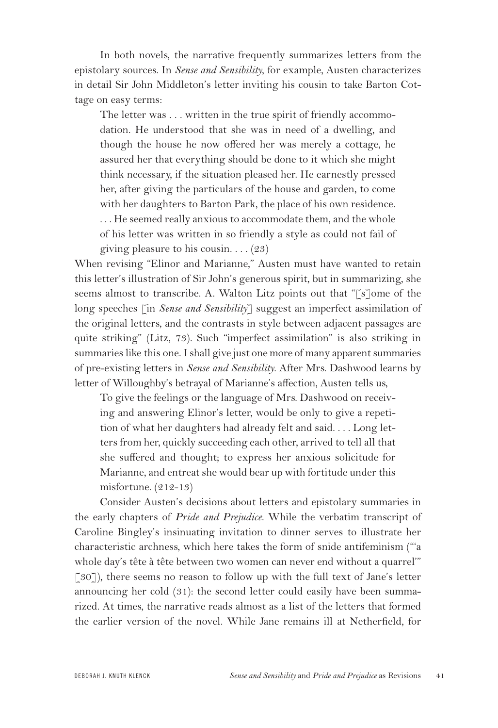In both novels, the narrative frequently summarizes letters from the epistolary sources. In *Sense and Sensibility*, for example, Austen characterizes in detail Sir John Middleton's letter inviting his cousin to take Barton Cottage on easy terms:

> The letter was . . . written in the true spirit of friendly accommodation. He understood that she was in need of a dwelling, and though the house he now offered her was merely a cottage, he assured her that everything should be done to it which she might think necessary, if the situation pleased her. He earnestly pressed her, after giving the particulars of the house and garden, to come with her daughters to Barton Park, the place of his own residence. . . . He seemed really anxious to accommodate them, and the whole of his letter was written in so friendly a style as could not fail of giving pleasure to his cousin. . . . (23)

When revising "Elinor and Marianne," Austen must have wanted to retain this letter's illustration of Sir John's generous spirit, but in summarizing, she seems almost to transcribe. A. Walton Litz points out that "[s]ome of the long speeches [in *Sense and Sensibility*] suggest an imperfect assimilation of the original letters, and the contrasts in style between adjacent passages are quite striking" (Litz, 73). Such "imperfect assimilation" is also striking in summaries like this one. I shall give just one more of many apparent summaries of pre-existing letters in *Sense and Sensibility*. After Mrs. Dashwood learns by letter of Willoughby's betrayal of Marianne's affection, Austen tells us,

> To give the feelings or the language of Mrs. Dashwood on receiving and answering Elinor's letter, would be only to give a repetition of what her daughters had already felt and said. . . . Long letters from her, quickly succeeding each other, arrived to tell all that she suffered and thought; to express her anxious solicitude for Marianne, and entreat she would bear up with fortitude under this misfortune. (212-13)

Consider Austen's decisions about letters and epistolary summaries in the early chapters of *Pride and Prejudice*. While the verbatim transcript of Caroline Bingley's insinuating invitation to dinner serves to illustrate her characteristic archness, which here takes the form of snide antifeminism ("'a whole day's tête à tête between two women can never end without a quarrel'" [30]), there seems no reason to follow up with the full text of Jane's letter announcing her cold (31): the second letter could easily have been summarized. At times, the narrative reads almost as a list of the letters that formed the earlier version of the novel. While Jane remains ill at Netherfield, for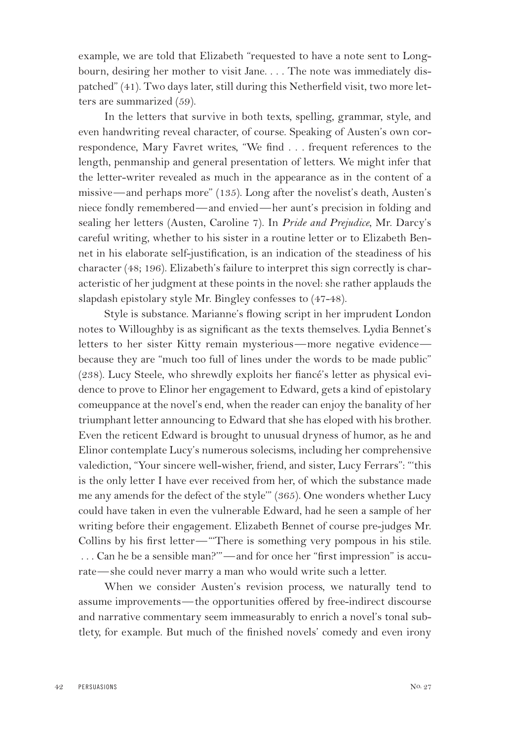example, we are told that Elizabeth "requested to have a note sent to Longbourn, desiring her mother to visit Jane. . . . The note was immediately dispatched" (41). Two days later, still during this Netherfield visit, two more letters are summarized (59).

In the letters that survive in both texts, spelling, grammar, style, and even handwriting reveal character, of course. Speaking of Austen's own correspondence, Mary Favret writes, "We find . . . frequent references to the length, penmanship and general presentation of letters. We might infer that the letter-writer revealed as much in the appearance as in the content of a missive—and perhaps more" (135). Long after the novelist's death, Austen's niece fondly remembered—and envied—her aunt's precision in folding and sealing her letters (Austen, Caroline 7). In *Pride and Prejudice*, Mr. Darcy's careful writing, whether to his sister in a routine letter or to Elizabeth Bennet in his elaborate self-justification, is an indication of the steadiness of his character (48; 196). Elizabeth's failure to interpret this sign correctly is characteristic of her judgment at these points in the novel: she rather applauds the slapdash epistolary style Mr. Bingley confesses to (47-48).

Style is substance. Marianne's flowing script in her imprudent London notes to Willoughby is as significant as the texts themselves. Lydia Bennet's letters to her sister Kitty remain mysterious—more negative evidence—because they are "much too full of lines under the words to be made public" (238). Lucy Steele, who shrewdly exploits her fiancé's letter as physical evidence to prove to Elinor her engagement to Edward, gets a kind of epistolary comeuppance at the novel's end, when the reader can enjoy the banality of her triumphant letter announcing to Edward that she has eloped with his brother. Even the reticent Edward is brought to unusual dryness of humor, as he and Elinor contemplate Lucy's numerous solecisms, including her comprehensive valediction, "Your sincere well-wisher, friend, and sister, Lucy Ferrars": "'this is the only letter I have ever received from her, of which the substance made me any amends for the defect of the style'" (365). One wonders whether Lucy could have taken in even the vulnerable Edward, had he seen a sample of her writing before their engagement. Elizabeth Bennet of course pre-judges Mr. Collins by his first letter—"'There is something very pompous in his stile. . . . Can he be a sensible man?'"—and for once her "first impression" is accurate—she could never marry a man who would write such a letter.

When we consider Austen's revision process, we naturally tend to assume improvements—the opportunities offered by free-indirect discourse and narrative commentary seem immeasurably to enrich a novel's tonal subtlety, for example. But much of the finished novels' comedy and even irony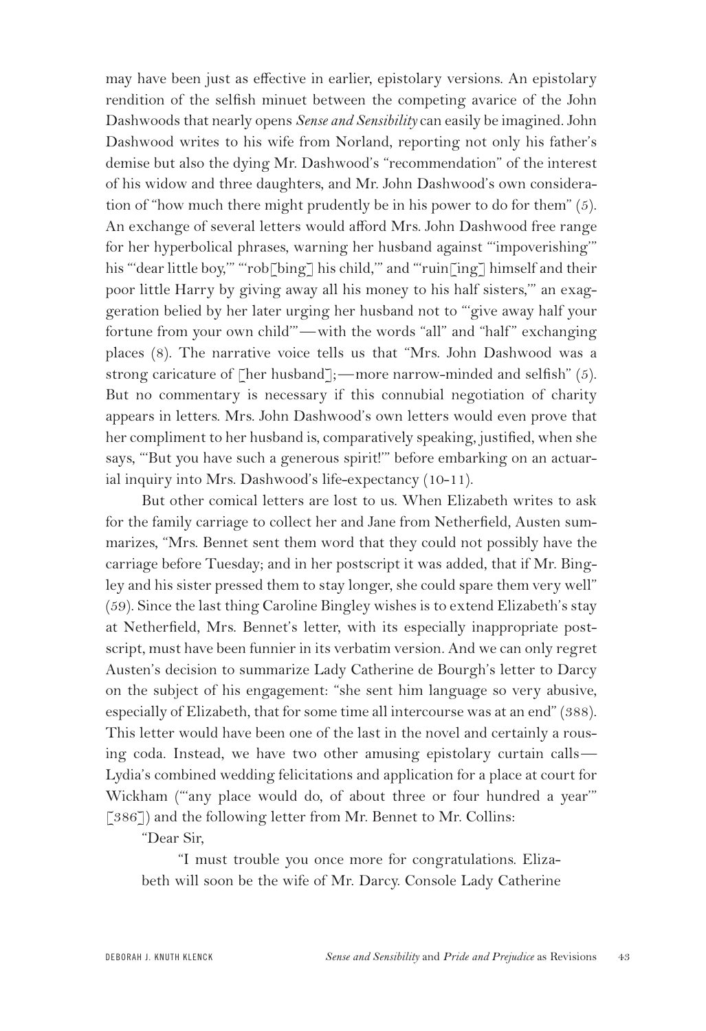may have been just as effective in earlier, epistolary versions. An epistolary rendition of the selfish minuet between the competing avarice of the John Dashwoods that nearly opens *Sense and Sensibility* can easily be imagined. John Dashwood writes to his wife from Norland, reporting not only his father's demise but also the dying Mr. Dashwood's "recommendation" of the interest of his widow and three daughters, and Mr. John Dashwood's own consideration of "how much there might prudently be in his power to do for them" (5). An exchange of several letters would afford Mrs. John Dashwood free range for her hyperbolical phrases, warning her husband against "'impoverishing'" his "'dear little boy,'" "'rob[bing] his child,'" and "'ruin[ing] himself and their poor little Harry by giving away all his money to his half sisters,'" an exaggeration belied by her later urging her husband not to "'give away half your fortune from your own child'"—with the words "all" and "half" exchanging places (8). The narrative voice tells us that "Mrs. John Dashwood was a strong caricature of [her husband];—more narrow-minded and selfish" (5). But no commentary is necessary if this connubial negotiation of charity appears in letters. Mrs. John Dashwood's own letters would even prove that her compliment to her husband is, comparatively speaking, justified, when she says, "'But you have such a generous spirit!'" before embarking on an actuarial inquiry into Mrs. Dashwood's life-expectancy (10-11).

But other comical letters are lost to us. When Elizabeth writes to ask for the family carriage to collect her and Jane from Netherfield, Austen summarizes, "Mrs. Bennet sent them word that they could not possibly have the carriage before Tuesday; and in her postscript it was added, that if Mr. Bingley and his sister pressed them to stay longer, she could spare them very well" (59). Since the last thing Caroline Bingley wishes is to extend Elizabeth's stay at Netherfield, Mrs. Bennet's letter, with its especially inappropriate postscript, must have been funnier in its verbatim version. And we can only regret Austen's decision to summarize Lady Catherine de Bourgh's letter to Darcy on the subject of his engagement: "she sent him language so very abusive, especially of Elizabeth, that for some time all intercourse was at an end" (388). This letter would have been one of the last in the novel and certainly a rousing coda. Instead, we have two other amusing epistolary curtain calls—Lydia's combined wedding felicitations and application for a place at court for Wickham ("'any place would do, of about three or four hundred a year'" [386]) and the following letter from Mr. Bennet to Mr. Collins:

"Dear Sir,

"I must trouble you once more for congratulations. Elizabeth will soon be the wife of Mr. Darcy. Console Lady Catherine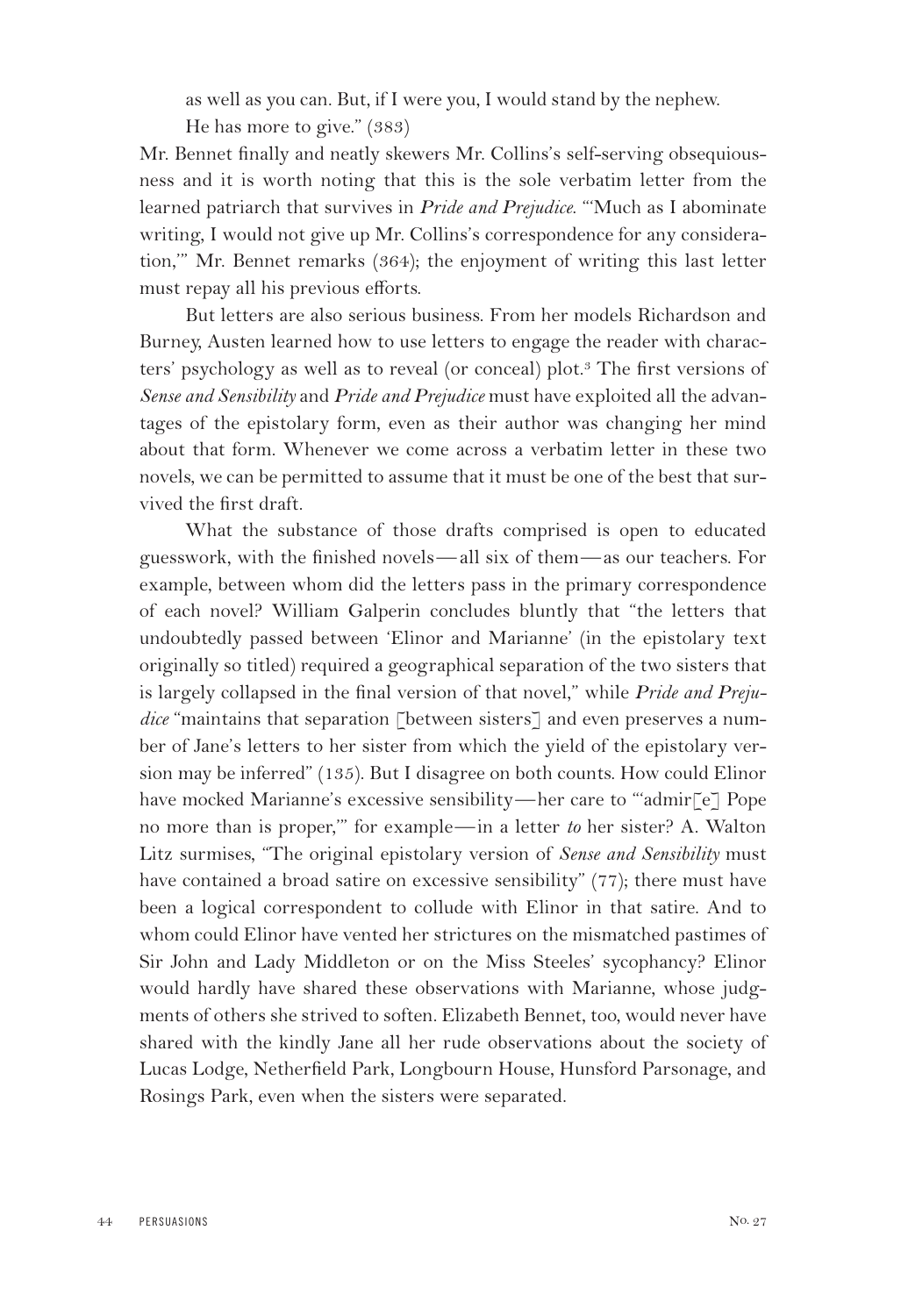as well as you can. But, if I were you, I would stand by the nephew.

He has more to give." (383)

Mr. Bennet finally and neatly skewers Mr. Collins's self-serving obsequiousness and it is worth noting that this is the sole verbatim letter from the learned patriarch that survives in *Pride and Prejudice*. "'Much as I abominate writing, I would not give up Mr. Collins's correspondence for any consideration,'" Mr. Bennet remarks (364); the enjoyment of writing this last letter must repay all his previous efforts.

But letters are also serious business. From her models Richardson and Burney, Austen learned how to use letters to engage the reader with characters' psychology as well as to reveal (or conceal) plot.[3] The first versions of *Sense and Sensibility* and *Pride and Prejudice* must have exploited all the advantages of the epistolary form, even as their author was changing her mind about that form. Whenever we come across a verbatim letter in these two novels, we can be permitted to assume that it must be one of the best that survived the first draft.

What the substance of those drafts comprised is open to educated guesswork, with the finished novels—all six of them—as our teachers. For example, between whom did the letters pass in the primary correspondence of each novel? William Galperin concludes bluntly that "the letters that undoubtedly passed between 'Elinor and Marianne' (in the epistolary text originally so titled) required a geographical separation of the two sisters that is largely collapsed in the final version of that novel," while *Pride and Prejudice* "maintains that separation [between sisters] and even preserves a number of Jane's letters to her sister from which the yield of the epistolary version may be inferred" (135). But I disagree on both counts. How could Elinor have mocked Marianne's excessive sensibility—her care to "'admir[e] Pope no more than is proper,'" for example—in a letter *to* her sister? A. Walton Litz surmises, "The original epistolary version of *Sense and Sensibility* must have contained a broad satire on excessive sensibility" (77); there must have been a logical correspondent to collude with Elinor in that satire. And to whom could Elinor have vented her strictures on the mismatched pastimes of Sir John and Lady Middleton or on the Miss Steeles' sycophancy? Elinor would hardly have shared these observations with Marianne, whose judgments of others she strived to soften. Elizabeth Bennet, too, would never have shared with the kindly Jane all her rude observations about the society of Lucas Lodge, Netherfield Park, Longbourn House, Hunsford Parsonage, and Rosings Park, even when the sisters were separated.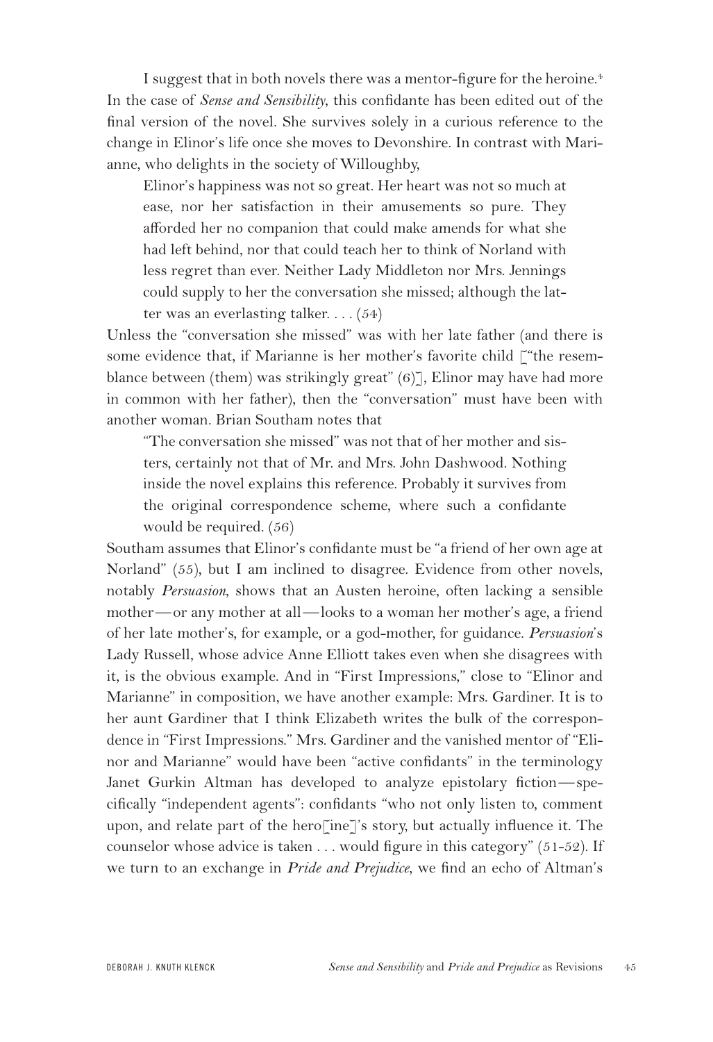I suggest that in both novels there was a mentor-figure for the heroine.[4] In the case of *Sense and Sensibility*, this confidante has been edited out of the final version of the novel. She survives solely in a curious reference to the change in Elinor's life once she moves to Devonshire. In contrast with Marianne, who delights in the society of Willoughby,

> Elinor's happiness was not so great. Her heart was not so much at ease, nor her satisfaction in their amusements so pure. They afforded her no companion that could make amends for what she had left behind, nor that could teach her to think of Norland with less regret than ever. Neither Lady Middleton nor Mrs. Jennings could supply to her the conversation she missed; although the latter was an everlasting talker. . . . (54)

Unless the "conversation she missed" was with her late father (and there is some evidence that, if Marianne is her mother's favorite child ["the resemblance between (them) was strikingly great" (6)], Elinor may have had more in common with her father), then the "conversation" must have been with another woman. Brian Southam notes that

> "The conversation she missed" was not that of her mother and sisters, certainly not that of Mr. and Mrs. John Dashwood. Nothing inside the novel explains this reference. Probably it survives from the original correspondence scheme, where such a confidante would be required. (56)

Southam assumes that Elinor's confidante must be "a friend of her own age at Norland" (55), but I am inclined to disagree. Evidence from other novels, notably *Persuasion*, shows that an Austen heroine, often lacking a sensible mother—or any mother at all—looks to a woman her mother's age, a friend of her late mother's, for example, or a god-mother, for guidance. *Persuasion*'s Lady Russell, whose advice Anne Elliott takes even when she disagrees with it, is the obvious example. And in "First Impressions," close to "Elinor and Marianne" in composition, we have another example: Mrs. Gardiner. It is to her aunt Gardiner that I think Elizabeth writes the bulk of the correspondence in "First Impressions." Mrs. Gardiner and the vanished mentor of "Elinor and Marianne" would have been "active confidants" in the terminology Janet Gurkin Altman has developed to analyze epistolary fiction—specifically "independent agents": confidants "who not only listen to, comment upon, and relate part of the hero[ine]'s story, but actually influence it. The counselor whose advice is taken . . . would figure in this category" (51-52). If we turn to an exchange in *Pride and Prejudice*, we find an echo of Altman's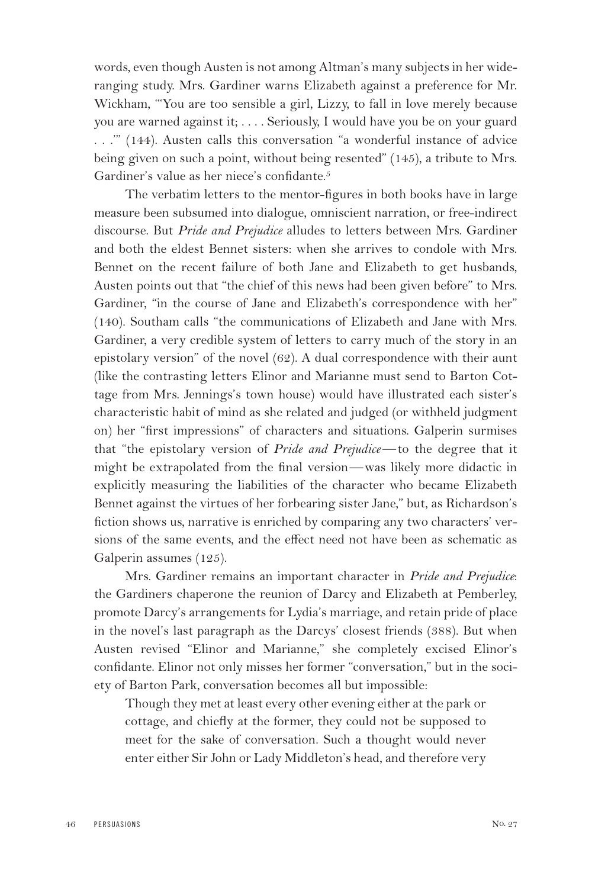words, even though Austen is not among Altman's many subjects in her wide-ranging study. Mrs. Gardiner warns Elizabeth against a preference for Mr. Wickham, "'You are too sensible a girl, Lizzy, to fall in love merely because you are warned against it; . . . . Seriously, I would have you be on your guard . . .'" (144). Austen calls this conversation "a wonderful instance of advice being given on such a point, without being resented" (145), a tribute to Mrs. Gardiner's value as her niece's confidante.[5]

The verbatim letters to the mentor-figures in both books have in large measure been subsumed into dialogue, omniscient narration, or free-indirect discourse. But *Pride and Prejudice* alludes to letters between Mrs. Gardiner and both the eldest Bennet sisters: when she arrives to condole with Mrs. Bennet on the recent failure of both Jane and Elizabeth to get husbands, Austen points out that "the chief of this news had been given before" to Mrs. Gardiner, "in the course of Jane and Elizabeth's correspondence with her" (140). Southam calls "the communications of Elizabeth and Jane with Mrs. Gardiner, a very credible system of letters to carry much of the story in an epistolary version" of the novel (62). A dual correspondence with their aunt (like the contrasting letters Elinor and Marianne must send to Barton Cottage from Mrs. Jennings's town house) would have illustrated each sister's characteristic habit of mind as she related and judged (or withheld judgment on) her "first impressions" of characters and situations. Galperin surmises that "the epistolary version of *Pride and Prejudice*—to the degree that it might be extrapolated from the final version—was likely more didactic in explicitly measuring the liabilities of the character who became Elizabeth Bennet against the virtues of her forbearing sister Jane," but, as Richardson's fiction shows us, narrative is enriched by comparing any two characters' versions of the same events, and the effect need not have been as schematic as Galperin assumes (125).

Mrs. Gardiner remains an important character in *Pride and Prejudice*: the Gardiners chaperone the reunion of Darcy and Elizabeth at Pemberley, promote Darcy's arrangements for Lydia's marriage, and retain pride of place in the novel's last paragraph as the Darcys' closest friends (388). But when Austen revised "Elinor and Marianne," she completely excised Elinor's confidante. Elinor not only misses her former "conversation," but in the society of Barton Park, conversation becomes all but impossible:

> Though they met at least every other evening either at the park or cottage, and chiefly at the former, they could not be supposed to meet for the sake of conversation. Such a thought would never enter either Sir John or Lady Middleton's head, and therefore very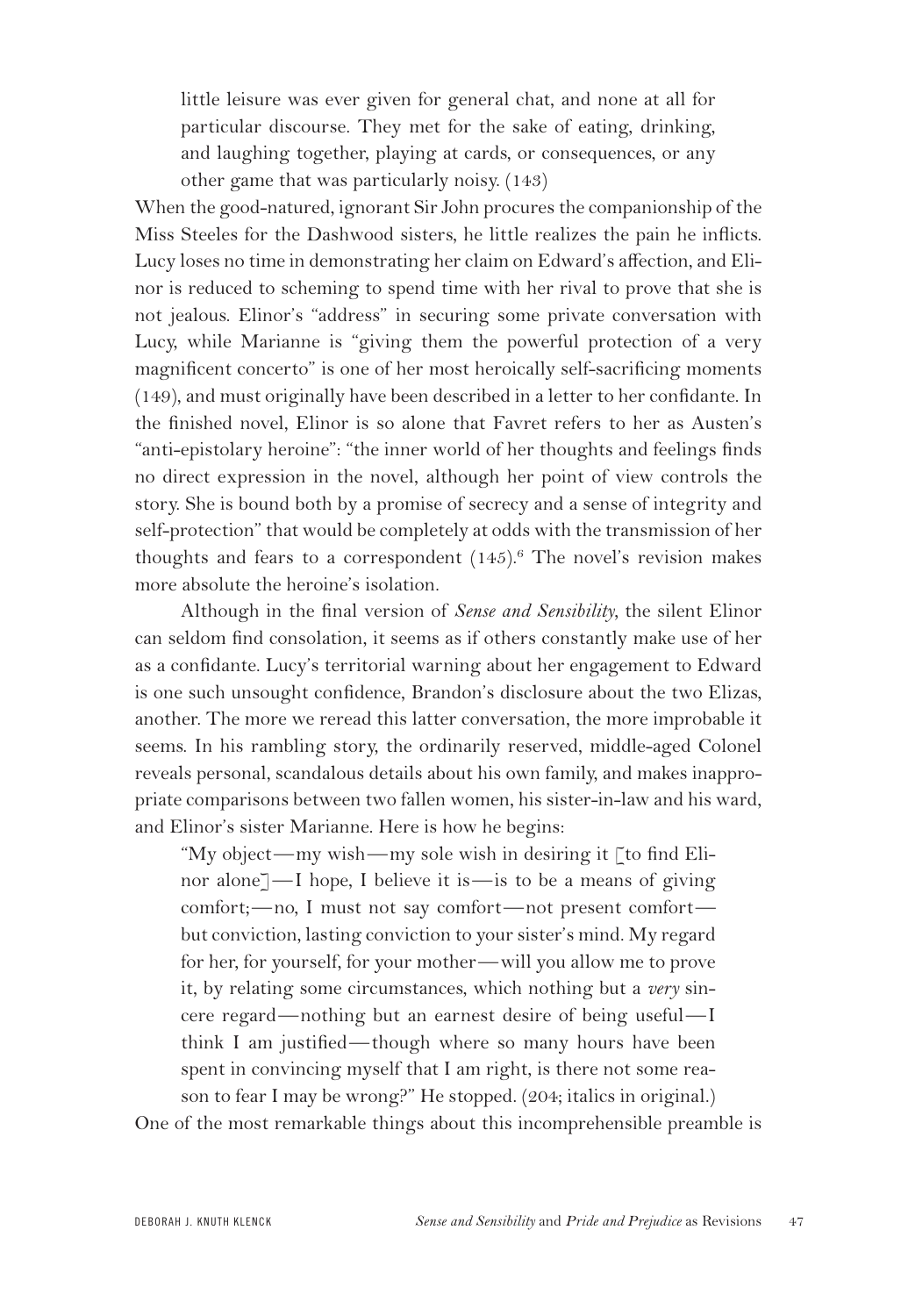> little leisure was ever given for general chat, and none at all for particular discourse. They met for the sake of eating, drinking, and laughing together, playing at cards, or consequences, or any other game that was particularly noisy. (143)

When the good-natured, ignorant Sir John procures the companionship of the Miss Steeles for the Dashwood sisters, he little realizes the pain he inflicts. Lucy loses no time in demonstrating her claim on Edward's affection, and Elinor is reduced to scheming to spend time with her rival to prove that she is not jealous. Elinor's "address" in securing some private conversation with Lucy, while Marianne is "giving them the powerful protection of a very magnificent concerto" is one of her most heroically self-sacrificing moments (149), and must originally have been described in a letter to her confidante. In the finished novel, Elinor is so alone that Favret refers to her as Austen's "anti-epistolary heroine": "the inner world of her thoughts and feelings finds no direct expression in the novel, although her point of view controls the story. She is bound both by a promise of secrecy and a sense of integrity and self-protection" that would be completely at odds with the transmission of her thoughts and fears to a correspondent (145).[6] The novel's revision makes more absolute the heroine's isolation.

Although in the final version of *Sense and Sensibility*, the silent Elinor can seldom find consolation, it seems as if others constantly make use of her as a confidante. Lucy's territorial warning about her engagement to Edward is one such unsought confidence, Brandon's disclosure about the two Elizas, another. The more we reread this latter conversation, the more improbable it seems. In his rambling story, the ordinarily reserved, middle-aged Colonel reveals personal, scandalous details about his own family, and makes inappropriate comparisons between two fallen women, his sister-in-law and his ward, and Elinor's sister Marianne. Here is how he begins:

> "My object—my wish—my sole wish in desiring it [to find Elinor alone]—I hope, I believe it is—is to be a means of giving comfort;—no, I must not say comfort—not present comfort—but conviction, lasting conviction to your sister's mind. My regard for her, for yourself, for your mother—will you allow me to prove it, by relating some circumstances, which nothing but a *very* sincere regard—nothing but an earnest desire of being useful—I think I am justified—though where so many hours have been spent in convincing myself that I am right, is there not some reason to fear I may be wrong?" He stopped. (204; italics in original.)

One of the most remarkable things about this incomprehensible preamble is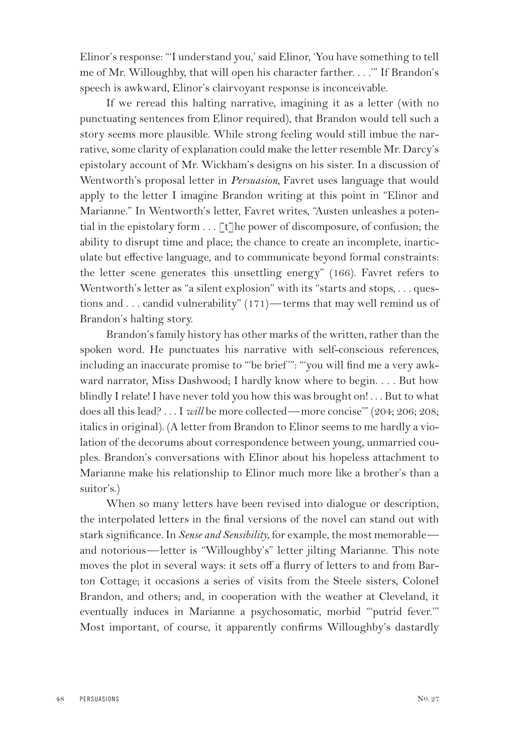Elinor's response: "'I understand you,' said Elinor, 'You have something to tell me of Mr. Willoughby, that will open his character farther. . . .'" If Brandon's speech is awkward, Elinor's clairvoyant response is inconceivable.

If we reread this halting narrative, imagining it as a letter (with no punctuating sentences from Elinor required), that Brandon would tell such a story seems more plausible. While strong feeling would still imbue the narrative, some clarity of explanation could make the letter resemble Mr. Darcy's epistolary account of Mr. Wickham's designs on his sister. In a discussion of Wentworth's proposal letter in *Persuasion*, Favret uses language that would apply to the letter I imagine Brandon writing at this point in "Elinor and Marianne." In Wentworth's letter, Favret writes, "Austen unleashes a potential in the epistolary form . . . [t]he power of discomposure, of confusion; the ability to disrupt time and place; the chance to create an incomplete, inarticulate but effective language, and to communicate beyond formal constraints: the letter scene generates this unsettling energy" (166). Favret refers to Wentworth's letter as "a silent explosion" with its "starts and stops, . . . questions and . . . candid vulnerability" (171)—terms that may well remind us of Brandon's halting story.

Brandon's family history has other marks of the written, rather than the spoken word. He punctuates his narrative with self-conscious references, including an inaccurate promise to "'be brief'": "'you will find me a very awkward narrator, Miss Dashwood; I hardly know where to begin. . . . But how blindly I relate! I have never told you how this was brought on! . . . But to what does all this lead? . . . I *will* be more collected—more concise'" (204; 206; 208; italics in original). (A letter from Brandon to Elinor seems to me hardly a violation of the decorums about correspondence between young, unmarried couples. Brandon's conversations with Elinor about his hopeless attachment to Marianne make his relationship to Elinor much more like a brother's than a suitor's.)

When so many letters have been revised into dialogue or description, the interpolated letters in the final versions of the novel can stand out with stark significance. In *Sense and Sensibility*, for example, the most memorable—and notorious—letter is "Willoughby's" letter jilting Marianne. This note moves the plot in several ways: it sets off a flurry of letters to and from Barton Cottage; it occasions a series of visits from the Steele sisters, Colonel Brandon, and others; and, in cooperation with the weather at Cleveland, it eventually induces in Marianne a psychosomatic, morbid "'putrid fever.'" Most important, of course, it apparently confirms Willoughby's dastardly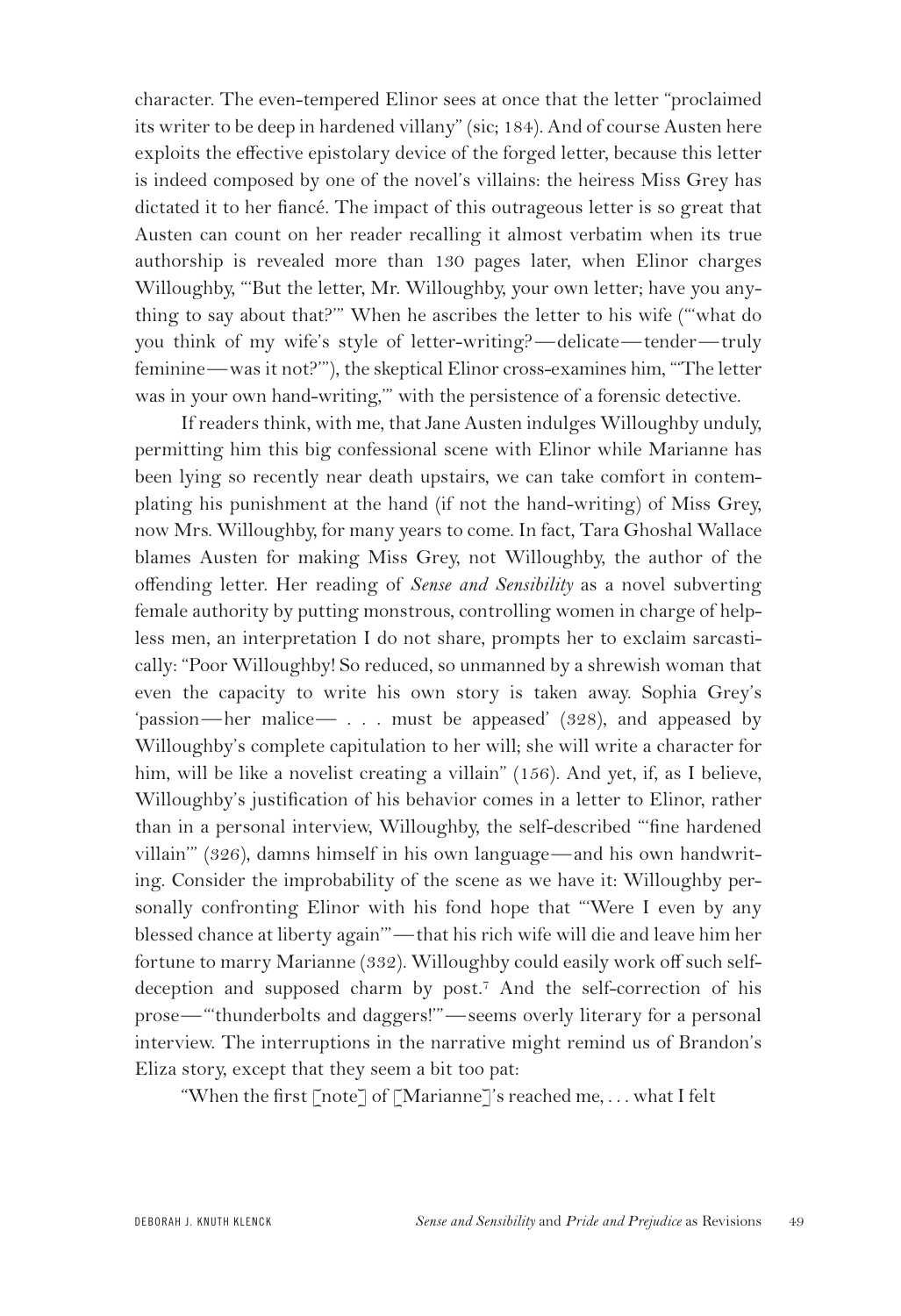character. The even-tempered Elinor sees at once that the letter "proclaimed its writer to be deep in hardened villany" (sic; 184). And of course Austen here exploits the effective epistolary device of the forged letter, because this letter is indeed composed by one of the novel's villains: the heiress Miss Grey has dictated it to her fiancé. The impact of this outrageous letter is so great that Austen can count on her reader recalling it almost verbatim when its true authorship is revealed more than 130 pages later, when Elinor charges Willoughby, "'But the letter, Mr. Willoughby, your own letter; have you anything to say about that?'" When he ascribes the letter to his wife ("'what do you think of my wife's style of letter-writing?—delicate—tender—truly feminine—was it not?'"), the skeptical Elinor cross-examines him, "'The letter was in your own hand-writing,'" with the persistence of a forensic detective.

If readers think, with me, that Jane Austen indulges Willoughby unduly, permitting him this big confessional scene with Elinor while Marianne has been lying so recently near death upstairs, we can take comfort in contemplating his punishment at the hand (if not the hand-writing) of Miss Grey, now Mrs. Willoughby, for many years to come. In fact, Tara Ghoshal Wallace blames Austen for making Miss Grey, not Willoughby, the author of the offending letter. Her reading of *Sense and Sensibility* as a novel subverting female authority by putting monstrous, controlling women in charge of helpless men, an interpretation I do not share, prompts her to exclaim sarcastically: "Poor Willoughby! So reduced, so unmanned by a shrewish woman that even the capacity to write his own story is taken away. Sophia Grey's 'passion—her malice— . . . must be appeased' (328), and appeased by Willoughby's complete capitulation to her will; she will write a character for him, will be like a novelist creating a villain" (156). And yet, if, as I believe, Willoughby's justification of his behavior comes in a letter to Elinor, rather than in a personal interview, Willoughby, the self-described "'fine hardened villain'" (326), damns himself in his own language—and his own handwriting. Consider the improbability of the scene as we have it: Willoughby personally confronting Elinor with his fond hope that "'Were I even by any blessed chance at liberty again'"—that his rich wife will die and leave him her fortune to marry Marianne (332). Willoughby could easily work off such self-deception and supposed charm by post.[7] And the self-correction of his prose—"'thunderbolts and daggers!'"—seems overly literary for a personal interview. The interruptions in the narrative might remind us of Brandon's Eliza story, except that they seem a bit too pat:

"When the first [note] of [Marianne]'s reached me, . . . what I felt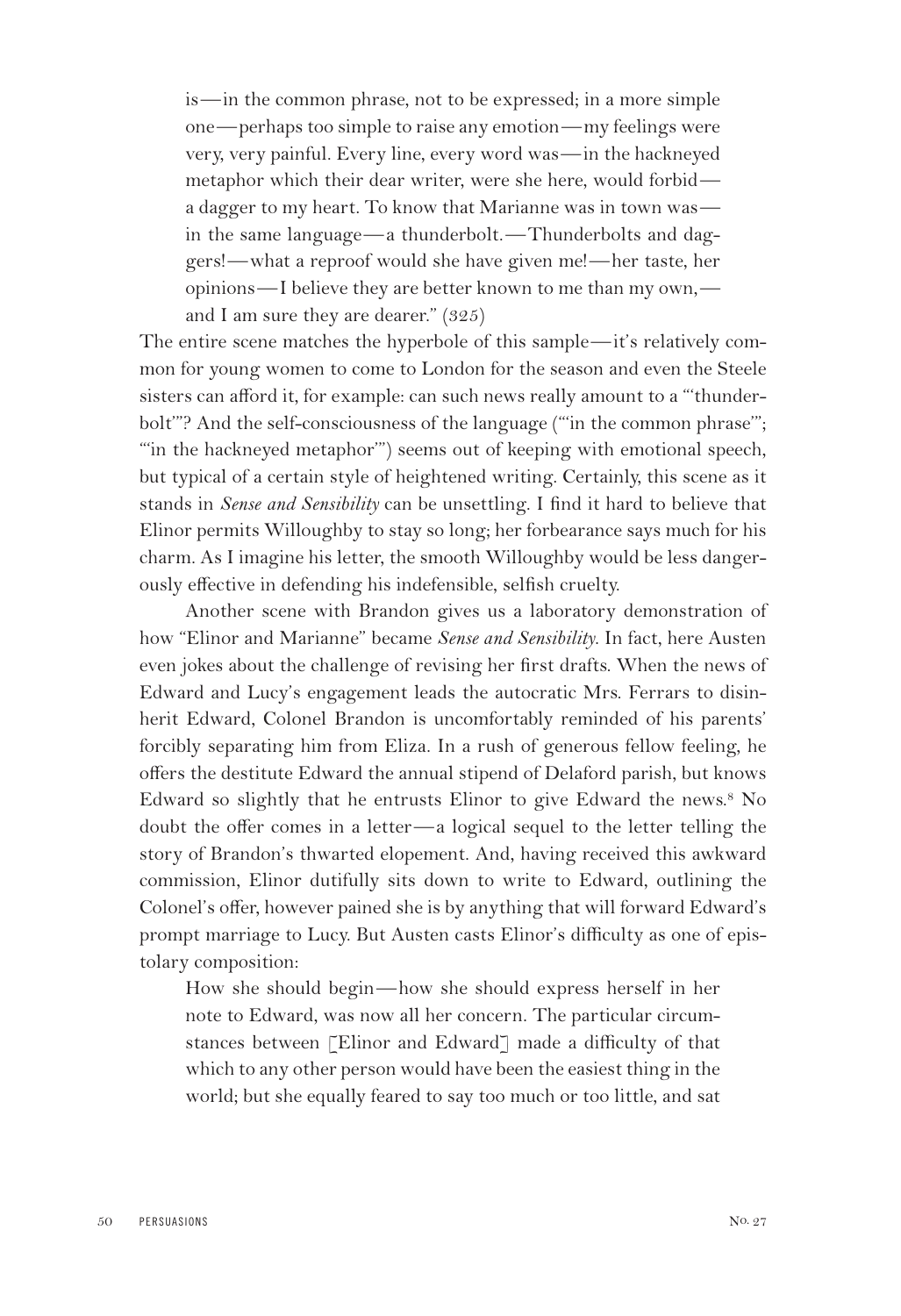> is—in the common phrase, not to be expressed; in a more simple one—perhaps too simple to raise any emotion—my feelings were very, very painful. Every line, every word was—in the hackneyed metaphor which their dear writer, were she here, would forbid—a dagger to my heart. To know that Marianne was in town was—in the same language—a thunderbolt.—Thunderbolts and daggers!—what a reproof would she have given me!—her taste, her opinions—I believe they are better known to me than my own,—and I am sure they are dearer." (325)

The entire scene matches the hyperbole of this sample—it's relatively common for young women to come to London for the season and even the Steele sisters can afford it, for example: can such news really amount to a "'thunderbolt'"? And the self-consciousness of the language ("'in the common phrase'"; "'in the hackneyed metaphor'") seems out of keeping with emotional speech, but typical of a certain style of heightened writing. Certainly, this scene as it stands in *Sense and Sensibility* can be unsettling. I find it hard to believe that Elinor permits Willoughby to stay so long; her forbearance says much for his charm. As I imagine his letter, the smooth Willoughby would be less dangerously effective in defending his indefensible, selfish cruelty.

Another scene with Brandon gives us a laboratory demonstration of how "Elinor and Marianne" became *Sense and Sensibility*. In fact, here Austen even jokes about the challenge of revising her first drafts. When the news of Edward and Lucy's engagement leads the autocratic Mrs. Ferrars to disinherit Edward, Colonel Brandon is uncomfortably reminded of his parents' forcibly separating him from Eliza. In a rush of generous fellow feeling, he offers the destitute Edward the annual stipend of Delaford parish, but knows Edward so slightly that he entrusts Elinor to give Edward the news.[8] No doubt the offer comes in a letter—a logical sequel to the letter telling the story of Brandon's thwarted elopement. And, having received this awkward commission, Elinor dutifully sits down to write to Edward, outlining the Colonel's offer, however pained she is by anything that will forward Edward's prompt marriage to Lucy. But Austen casts Elinor's difficulty as one of epistolary composition:

> How she should begin—how she should express herself in her note to Edward, was now all her concern. The particular circumstances between [Elinor and Edward] made a difficulty of that which to any other person would have been the easiest thing in the world; but she equally feared to say too much or too little, and sat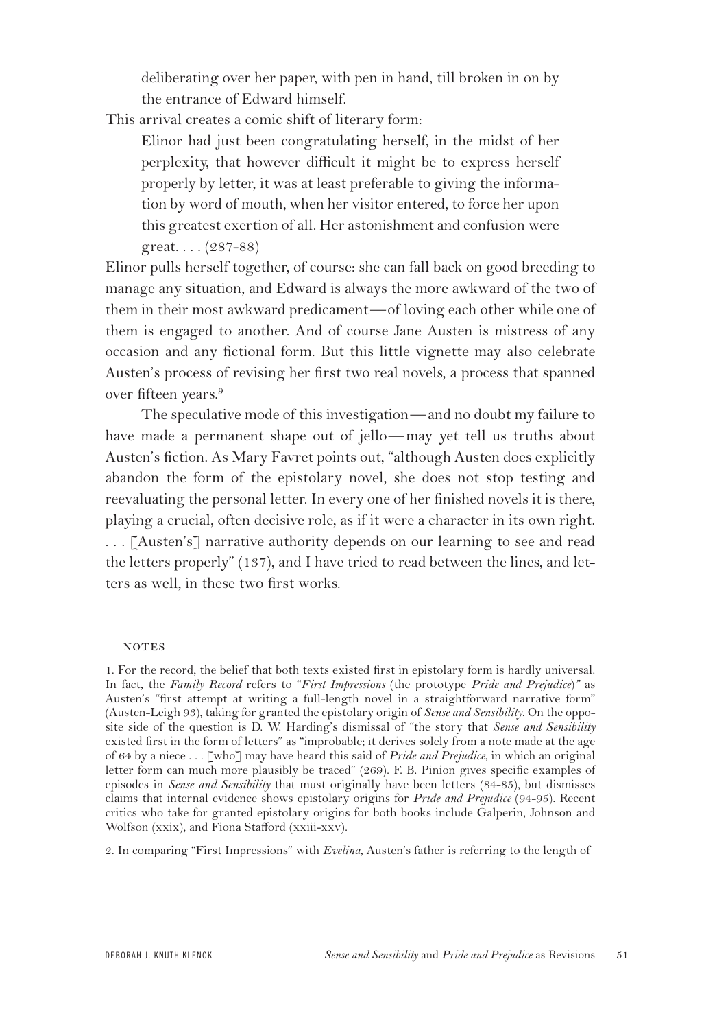> deliberating over her paper, with pen in hand, till broken in on by the entrance of Edward himself.

This arrival creates a comic shift of literary form:

> Elinor had just been congratulating herself, in the midst of her perplexity, that however difficult it might be to express herself properly by letter, it was at least preferable to giving the information by word of mouth, when her visitor entered, to force her upon this greatest exertion of all. Her astonishment and confusion were great. . . . (287-88)

Elinor pulls herself together, of course: she can fall back on good breeding to manage any situation, and Edward is always the more awkward of the two of them in their most awkward predicament—of loving each other while one of them is engaged to another. And of course Jane Austen is mistress of any occasion and any fictional form. But this little vignette may also celebrate Austen's process of revising her first two real novels, a process that spanned over fifteen years.[9]

The speculative mode of this investigation—and no doubt my failure to have made a permanent shape out of jello—may yet tell us truths about Austen's fiction. As Mary Favret points out, "although Austen does explicitly abandon the form of the epistolary novel, she does not stop testing and reevaluating the personal letter. In every one of her finished novels it is there, playing a crucial, often decisive role, as if it were a character in its own right. . . . [Austen's] narrative authority depends on our learning to see and read the letters properly" (137), and I have tried to read between the lines, and letters as well, in these two first works.

### NOTES

1. For the record, the belief that both texts existed first in epistolary form is hardly universal. In fact, the *Family Record* refers to "*First Impressions* (the prototype *Pride and Prejudice*)" as Austen's "first attempt at writing a full-length novel in a straightforward narrative form" (Austen-Leigh 93), taking for granted the epistolary origin of *Sense and Sensibility*. On the opposite side of the question is D. W. Harding's dismissal of "the story that *Sense and Sensibility* existed first in the form of letters" as "improbable; it derives solely from a note made at the age of 64 by a niece . . . [who] may have heard this said of *Pride and Prejudice*, in which an original letter form can much more plausibly be traced" (269). F. B. Pinion gives specific examples of episodes in *Sense and Sensibility* that must originally have been letters (84-85), but dismisses claims that internal evidence shows epistolary origins for *Pride and Prejudice* (94-95). Recent critics who take for granted epistolary origins for both books include Galperin, Johnson and Wolfson (xxix), and Fiona Stafford (xxiii-xxv).

2. In comparing "First Impressions" with *Evelina*, Austen's father is referring to the length of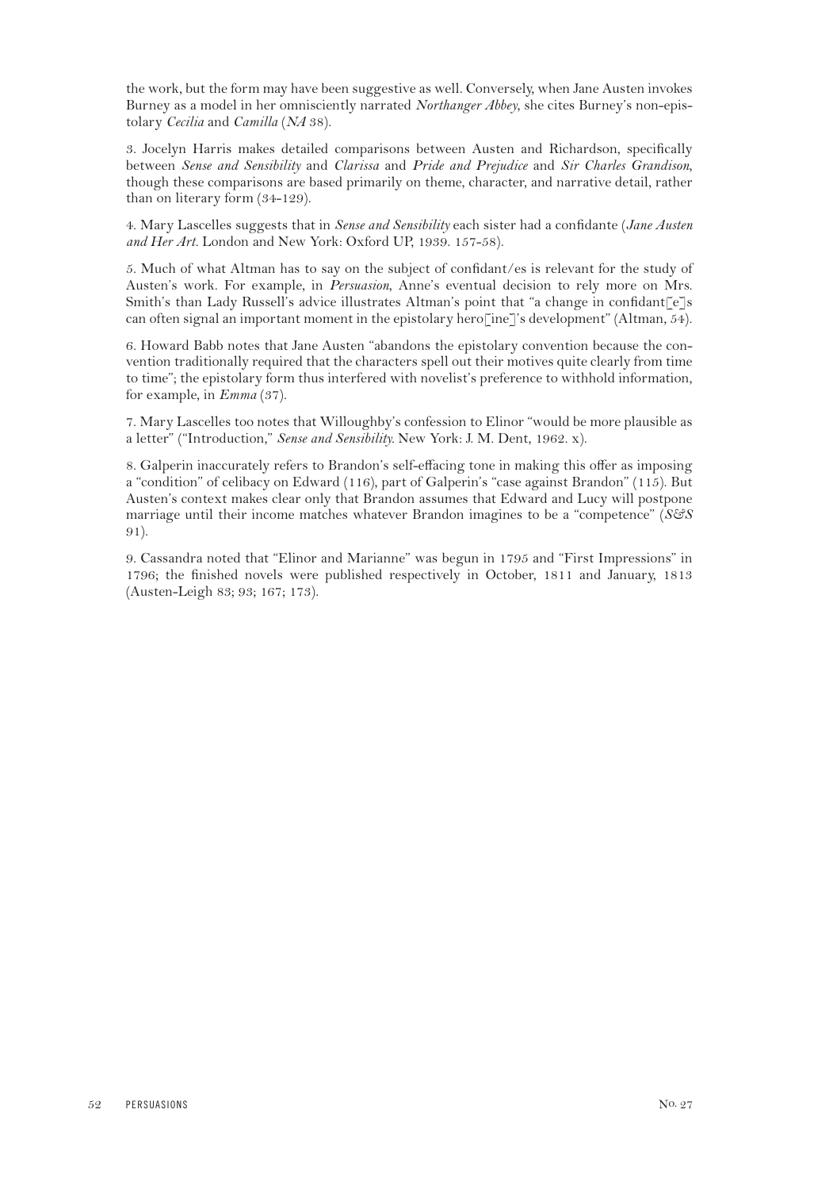the work, but the form may have been suggestive as well. Conversely, when Jane Austen invokes Burney as a model in her omnisciently narrated *Northanger Abbey*, she cites Burney's non-epistolary *Cecilia* and *Camilla* (*NA* 38).

3. Jocelyn Harris makes detailed comparisons between Austen and Richardson, specifically between *Sense and Sensibility* and *Clarissa* and *Pride and Prejudice* and *Sir Charles Grandison*, though these comparisons are based primarily on theme, character, and narrative detail, rather than on literary form (34-129).

4. Mary Lascelles suggests that in *Sense and Sensibility* each sister had a confidante (*Jane Austen and Her Art*. London and New York: Oxford UP, 1939. 157-58).

5. Much of what Altman has to say on the subject of confidant/es is relevant for the study of Austen's work. For example, in *Persuasion*, Anne's eventual decision to rely more on Mrs. Smith's than Lady Russell's advice illustrates Altman's point that "a change in confidant[e]s can often signal an important moment in the epistolary hero[ine]'s development" (Altman, 54).

6. Howard Babb notes that Jane Austen "abandons the epistolary convention because the convention traditionally required that the characters spell out their motives quite clearly from time to time"; the epistolary form thus interfered with novelist's preference to withhold information, for example, in *Emma* (37).

7. Mary Lascelles too notes that Willoughby's confession to Elinor "would be more plausible as a letter" ("Introduction," *Sense and Sensibility*. New York: J. M. Dent, 1962. x).

8. Galperin inaccurately refers to Brandon's self-effacing tone in making this offer as imposing a "condition" of celibacy on Edward (116), part of Galperin's "case against Brandon" (115). But Austen's context makes clear only that Brandon assumes that Edward and Lucy will postpone marriage until their income matches whatever Brandon imagines to be a "competence" (*S&S* 91).

9. Cassandra noted that "Elinor and Marianne" was begun in 1795 and "First Impressions" in 1796; the finished novels were published respectively in October, 1811 and January, 1813 (Austen-Leigh 83; 93; 167; 173).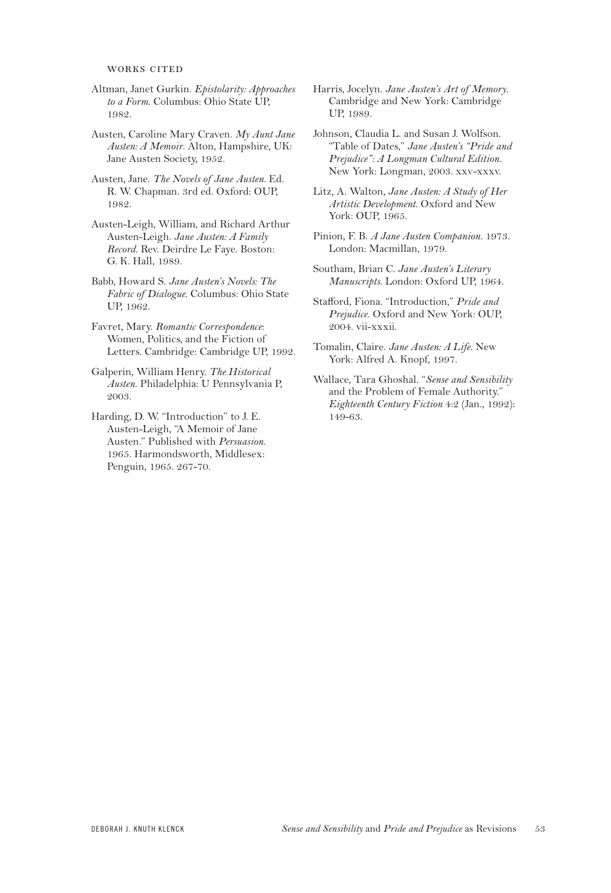## WORKS CITED

Altman, Janet Gurkin. *Epistolarity: Approaches to a Form*. Columbus: Ohio State UP, 1982.

Austen, Caroline Mary Craven. *My Aunt Jane Austen: A Memoir*. Alton, Hampshire, UK: Jane Austen Society, 1952.

Austen, Jane. *The Novels of Jane Austen*. Ed. R. W. Chapman. 3rd ed. Oxford: OUP, 1982.

Austen-Leigh, William, and Richard Arthur Austen-Leigh. *Jane Austen: A Family Record*. Rev. Deirdre Le Faye. Boston: G. K. Hall, 1989.

Babb, Howard S. *Jane Austen's Novels: The Fabric of Dialogue*. Columbus: Ohio State UP, 1962.

Favret, Mary. *Romantic Correspondence*: Women, Politics, and the Fiction of Letters. Cambridge: Cambridge UP, 1992.

Galperin, William Henry. *The Historical Austen*. Philadelphia: U Pennsylvania P, 2003.

Harding, D. W. "Introduction" to J. E. Austen-Leigh, "A Memoir of Jane Austen." Published with *Persuasion*. 1965. Harmondsworth, Middlesex: Penguin, 1965. 267-70.

Harris, Jocelyn. *Jane Austen's Art of Memory*. Cambridge and New York: Cambridge UP, 1989.

Johnson, Claudia L. and Susan J. Wolfson. "Table of Dates," *Jane Austen's "Pride and Prejudice": A Longman Cultural Edition*. New York: Longman, 2003. xxv-xxxv.

Litz, A. Walton, *Jane Austen: A Study of Her Artistic Development*. Oxford and New York: OUP, 1965.

Pinion, F. B. *A Jane Austen Companion*. 1973. London: Macmillan, 1979.

Southam, Brian C. *Jane Austen's Literary Manuscripts*. London: Oxford UP, 1964.

Stafford, Fiona. "Introduction," *Pride and Prejudice*. Oxford and New York: OUP, 2004. vii-xxxii.

Tomalin, Claire. *Jane Austen: A Life*. New York: Alfred A. Knopf, 1997.

Wallace, Tara Ghoshal. "*Sense and Sensibility* and the Problem of Female Authority." *Eighteenth Century Fiction* 4:2 (Jan., 1992): 149-63.